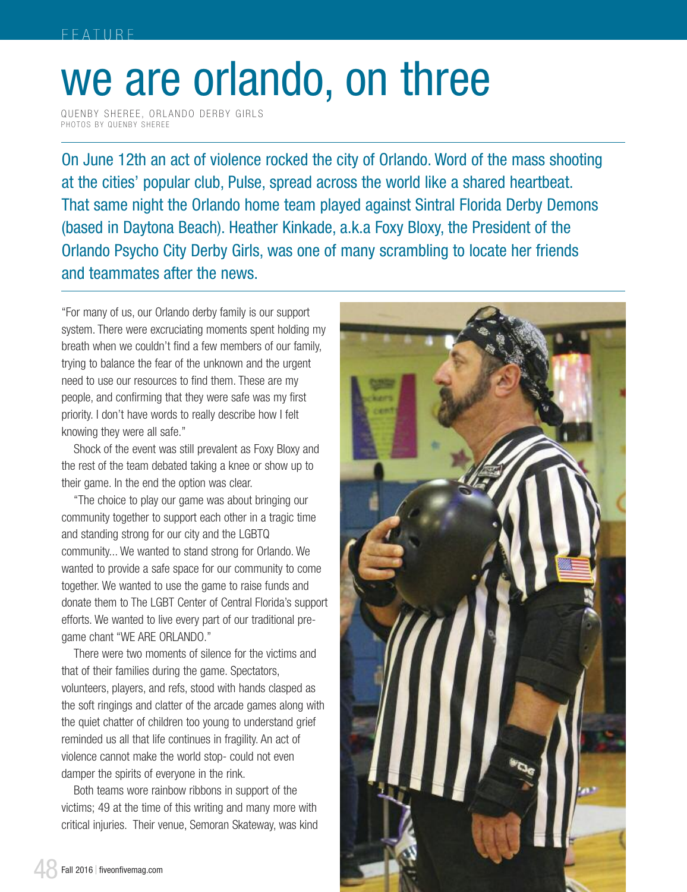FEATURE

# we are orlando, on three

QUENBY SHEREE, ORLANDO DERBY GIRLS
PHOTOS BY QUENBY SHEREE

On June 12th an act of violence rocked the city of Orlando. Word of the mass shooting at the cities' popular club, Pulse, spread across the world like a shared heartbeat. That same night the Orlando home team played against Sintral Florida Derby Demons (based in Daytona Beach). Heather Kinkade, a.k.a Foxy Bloxy, the President of the Orlando Psycho City Derby Girls, was one of many scrambling to locate her friends and teammates after the news.

"For many of us, our Orlando derby family is our support system. There were excruciating moments spent holding my breath when we couldn't find a few members of our family, trying to balance the fear of the unknown and the urgent need to use our resources to find them. These are my people, and confirming that they were safe was my first priority. I don't have words to really describe how I felt knowing they were all safe."

Shock of the event was still prevalent as Foxy Bloxy and the rest of the team debated taking a knee or show up to their game. In the end the option was clear.

"The choice to play our game was about bringing our community together to support each other in a tragic time and standing strong for our city and the LGBTQ community... We wanted to stand strong for Orlando. We wanted to provide a safe space for our community to come together. We wanted to use the game to raise funds and donate them to The LGBT Center of Central Florida's support efforts. We wanted to live every part of our traditional pre-game chant "WE ARE ORLANDO."

There were two moments of silence for the victims and that of their families during the game. Spectators, volunteers, players, and refs, stood with hands clasped as the soft ringings and clatter of the arcade games along with the quiet chatter of children too young to understand grief reminded us all that life continues in fragility. An act of violence cannot make the world stop- could not even damper the spirits of everyone in the rink.

Both teams wore rainbow ribbons in support of the victims; 49 at the time of this writing and many more with critical injuries. Their venue, Semoran Skateway, was kind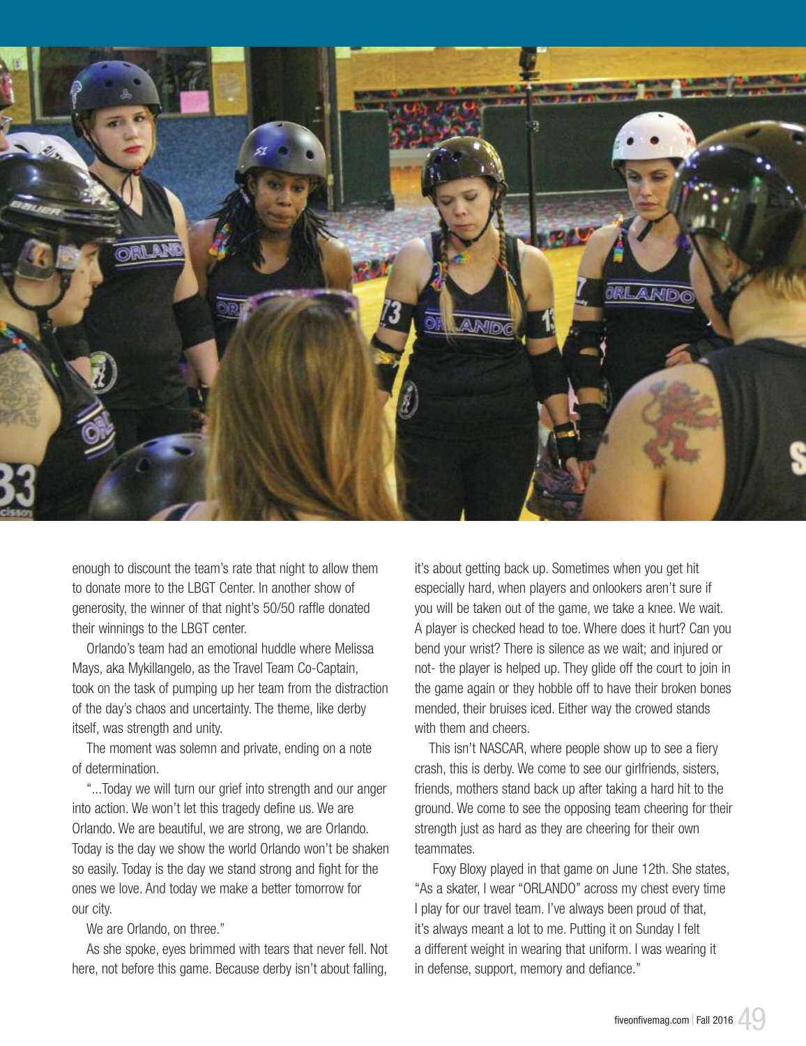enough to discount the team's rate that night to allow them to donate more to the LBGT Center. In another show of generosity, the winner of that night's 50/50 raffle donated their winnings to the LBGT center.

Orlando's team had an emotional huddle where Melissa Mays, aka Mykillangelo, as the Travel Team Co-Captain, took on the task of pumping up her team from the distraction of the day's chaos and uncertainty. The theme, like derby itself, was strength and unity.

The moment was solemn and private, ending on a note of determination.

"...Today we will turn our grief into strength and our anger into action. We won't let this tragedy define us. We are Orlando. We are beautiful, we are strong, we are Orlando. Today is the day we show the world Orlando won't be shaken so easily. Today is the day we stand strong and fight for the ones we love. And today we make a better tomorrow for our city.

We are Orlando, on three."

As she spoke, eyes brimmed with tears that never fell. Not here, not before this game. Because derby isn't about falling, it's about getting back up. Sometimes when you get hit especially hard, when players and onlookers aren't sure if you will be taken out of the game, we take a knee. We wait. A player is checked head to toe. Where does it hurt? Can you bend your wrist? There is silence as we wait; and injured or not- the player is helped up. They glide off the court to join in the game again or they hobble off to have their broken bones mended, their bruises iced. Either way the crowed stands with them and cheers.

This isn't NASCAR, where people show up to see a fiery crash, this is derby. We come to see our girlfriends, sisters, friends, mothers stand back up after taking a hard hit to the ground. We come to see the opposing team cheering for their strength just as hard as they are cheering for their own teammates.

Foxy Bloxy played in that game on June 12th. She states, "As a skater, I wear "ORLANDO" across my chest every time I play for our travel team. I've always been proud of that, it's always meant a lot to me. Putting it on Sunday I felt a different weight in wearing that uniform. I was wearing it in defense, support, memory and defiance."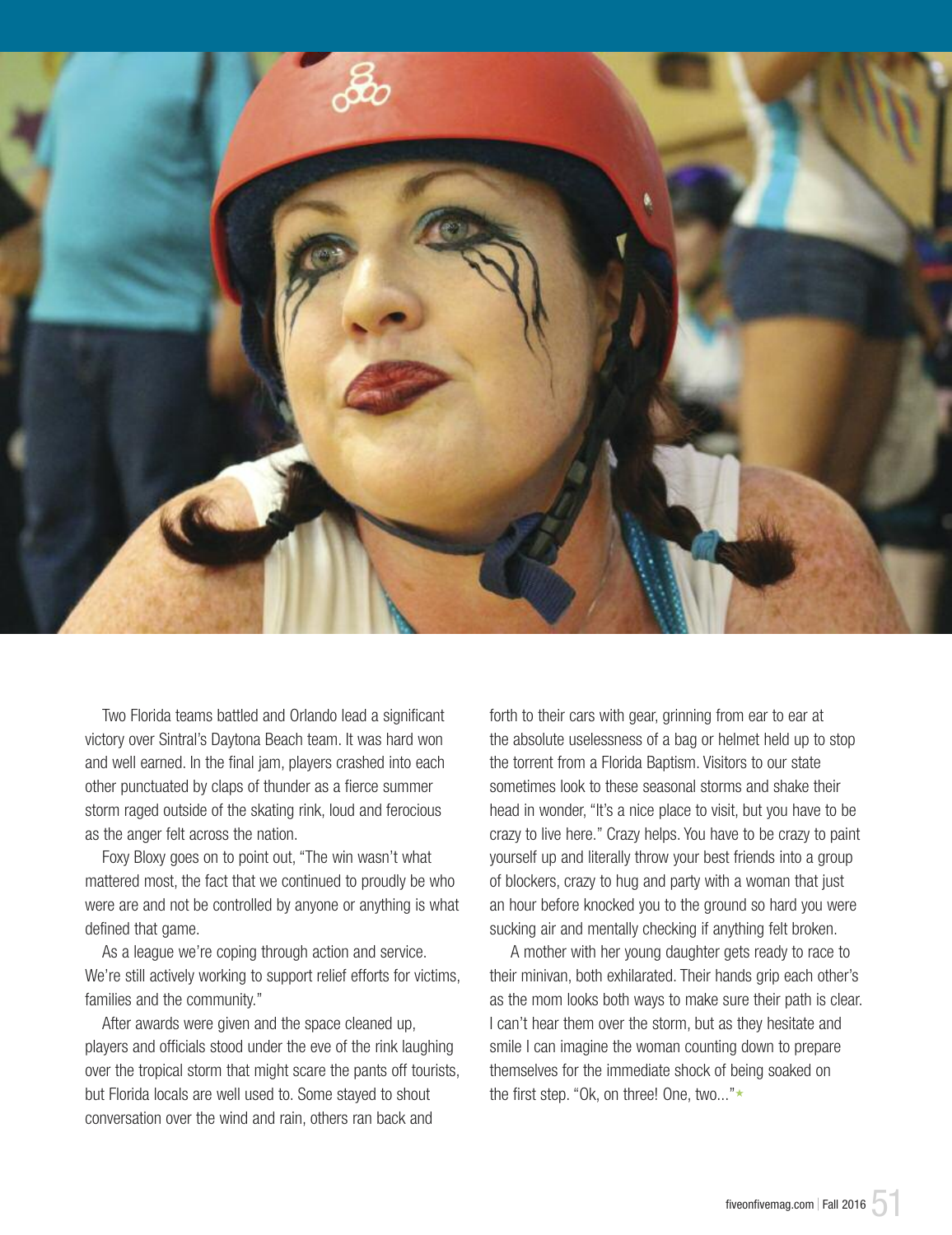Two Florida teams battled and Orlando lead a significant victory over Sintral's Daytona Beach team. It was hard won and well earned. In the final jam, players crashed into each other punctuated by claps of thunder as a fierce summer storm raged outside of the skating rink, loud and ferocious as the anger felt across the nation.

Foxy Bloxy goes on to point out, "The win wasn't what mattered most, the fact that we continued to proudly be who were are and not be controlled by anyone or anything is what defined that game.

As a league we're coping through action and service. We're still actively working to support relief efforts for victims, families and the community."

After awards were given and the space cleaned up, players and officials stood under the eve of the rink laughing over the tropical storm that might scare the pants off tourists, but Florida locals are well used to. Some stayed to shout conversation over the wind and rain, others ran back and forth to their cars with gear, grinning from ear to ear at the absolute uselessness of a bag or helmet held up to stop the torrent from a Florida Baptism. Visitors to our state sometimes look to these seasonal storms and shake their head in wonder, "It's a nice place to visit, but you have to be crazy to live here." Crazy helps. You have to be crazy to paint yourself up and literally throw your best friends into a group of blockers, crazy to hug and party with a woman that just an hour before knocked you to the ground so hard you were sucking air and mentally checking if anything felt broken.

A mother with her young daughter gets ready to race to their minivan, both exhilarated. Their hands grip each other's as the mom looks both ways to make sure their path is clear. I can't hear them over the storm, but as they hesitate and smile I can imagine the woman counting down to prepare themselves for the immediate shock of being soaked on the first step. "Ok, on three! One, two..." ★